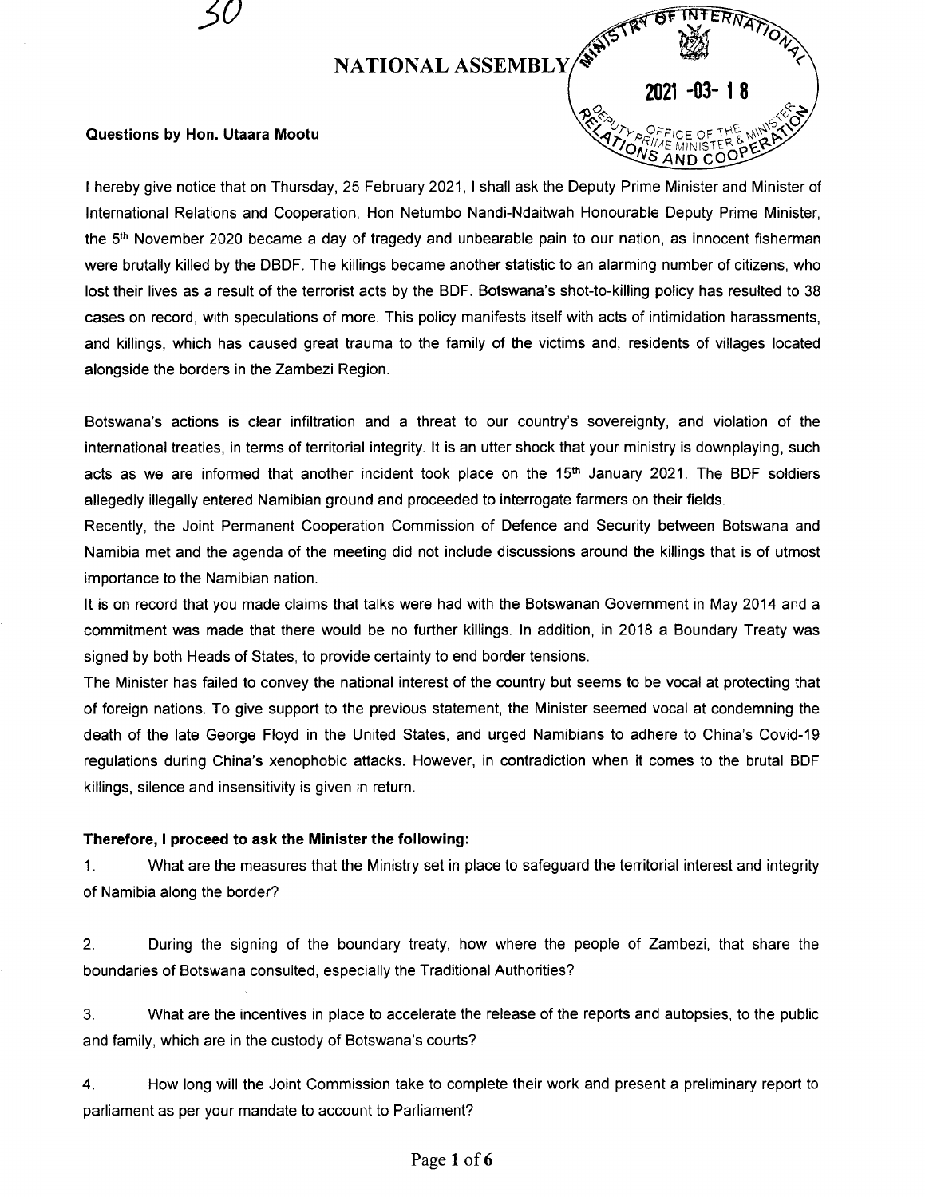# NATIONAL ASSEMBLY

**Questions by Hon. Utaara Mootu**

I hereby give notice that on Thursday, 25 February 2021, I shall ask the Deputy Prime Minister and Minister of International Relations and Cooperation, Hon Netumbo Nandi-Ndaitwah Honourable Deputy Prime Minister, the 5th November 2020 became a day of tragedy and unbearable pain to our nation, as innocent fisherman were brutally killed by the DBDF. The killings became another statistic to an alarming number of citizens, who lost their lives as a result of the terrorist acts by the BDF. Botswana's shot-to-killing policy has resulted to 38 cases on record, with speculations of more. This policy manifests itself with acts of intimidation harassments, and killings, which has caused great trauma to the family of the victims and, residents of villages located alongside the borders in the Zambezi Region.

Botswana's actions is clear infiltration and a threat to our country's sovereignty, and violation of the international treaties, in terms of territorial integrity. It is an utter shock that your ministry is downplaying, such acts as we are informed that another incident took place on the 15th January 2021. The BDF soldiers allegedly illegally entered Namibian ground and proceeded to interrogate farmers on their fields.

Recently, the Joint Permanent Cooperation Commission of Defence and Security between Botswana and Namibia met and the agenda of the meeting did not include discussions around the killings that is of utmost importance to the Namibian nation.

It is on record that you made claims that talks were had with the Botswanan Government in May 2014 and a commitment was made that there would be no further killings. In addition, in 2018 a Boundary Treaty was signed by both Heads of States, to provide certainty to end border tensions.

The Minister has failed to convey the national interest of the country but seems to be vocal at protecting that of foreign nations. To give support to the previous statement, the Minister seemed vocal at condemning the death of the late George Floyd in the United States, and urged Namibians to adhere to China's Covid-19 regulations during China's xenophobic attacks. However, in contradiction when it comes to the brutal BDF killings, silence and insensitivity is given in return.

**Therefore, I proceed to ask the Minister the following:**

1. What are the measures that the Ministry set in place to safeguard the territorial interest and integrity of Namibia along the border?

2. During the signing of the boundary treaty, how where the people of Zambezi, that share the boundaries of Botswana consulted, especially the Traditional Authorities?

3. What are the incentives in place to accelerate the release of the reports and autopsies, to the public and family, which are in the custody of Botswana's courts?

4. How long will the Joint Commission take to complete their work and present a preliminary report to parliament as per your mandate to account to Parliament?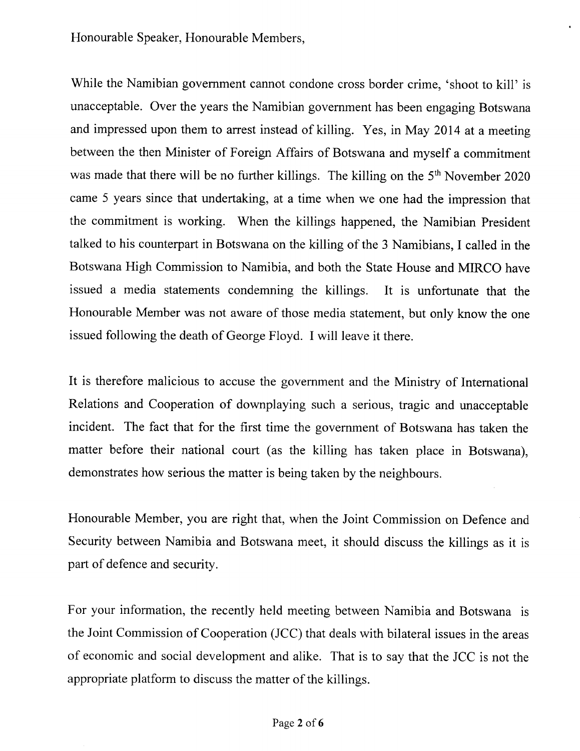Honourable Speaker, Honourable Members,

While the Namibian government cannot condone cross border crime, 'shoot to kill' is unacceptable. Over the years the Namibian government has been engaging Botswana and impressed upon them to arrest instead of killing. Yes, in May 2014 at a meeting between the then Minister of Foreign Affairs of Botswana and myself a commitment was made that there will be no further killings. The killing on the 5th November 2020 came 5 years since that undertaking, at a time when we one had the impression that the commitment is working. When the killings happened, the Namibian President talked to his counterpart in Botswana on the killing of the 3 Namibians, I called in the Botswana High Commission to Namibia, and both the State House and MIRCO have issued a media statements condemning the killings. It is unfortunate that the Honourable Member was not aware of those media statement, but only know the one issued following the death of George Floyd. I will leave it there.

It is therefore malicious to accuse the government and the Ministry of International Relations and Cooperation of downplaying such a serious, tragic and unacceptable incident. The fact that for the first time the government of Botswana has taken the matter before their national court (as the killing has taken place in Botswana), demonstrates how serious the matter is being taken by the neighbours.

Honourable Member, you are right that, when the Joint Commission on Defence and Security between Namibia and Botswana meet, it should discuss the killings as it is part of defence and security.

For your information, the recently held meeting between Namibia and Botswana is the Joint Commission of Cooperation (JCC) that deals with bilateral issues in the areas of economic and social development and alike. That is to say that the JCC is not the appropriate platform to discuss the matter of the killings.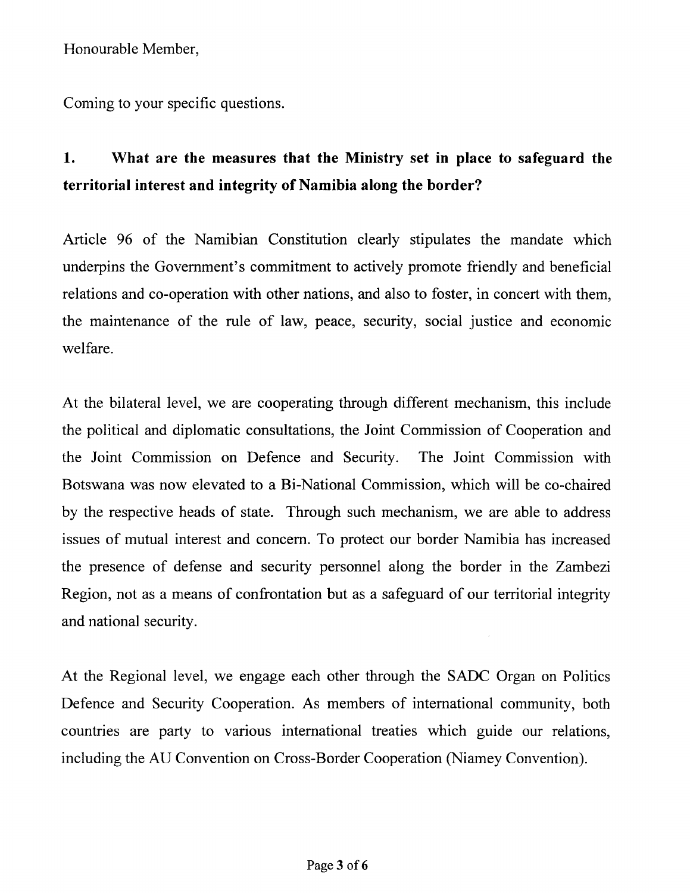Honourable Member,

Coming to your specific questions.

**1. What are the measures that the Ministry set in place to safeguard the territorial interest and integrity of Namibia along the border?**

Article 96 of the Namibian Constitution clearly stipulates the mandate which underpins the Government's commitment to actively promote friendly and beneficial relations and co-operation with other nations, and also to foster, in concert with them, the maintenance of the rule of law, peace, security, social justice and economic welfare.

At the bilateral level, we are cooperating through different mechanism, this include the political and diplomatic consultations, the Joint Commission of Cooperation and the Joint Commission on Defence and Security. The Joint Commission with Botswana was now elevated to a Bi-National Commission, which will be co-chaired by the respective heads of state. Through such mechanism, we are able to address issues of mutual interest and concern. To protect our border Namibia has increased the presence of defense and security personnel along the border in the Zambezi Region, not as a means of confrontation but as a safeguard of our territorial integrity and national security.

At the Regional level, we engage each other through the SADC Organ on Politics Defence and Security Cooperation. As members of international community, both countries are party to various international treaties which guide our relations, including the AU Convention on Cross-Border Cooperation (Niamey Convention).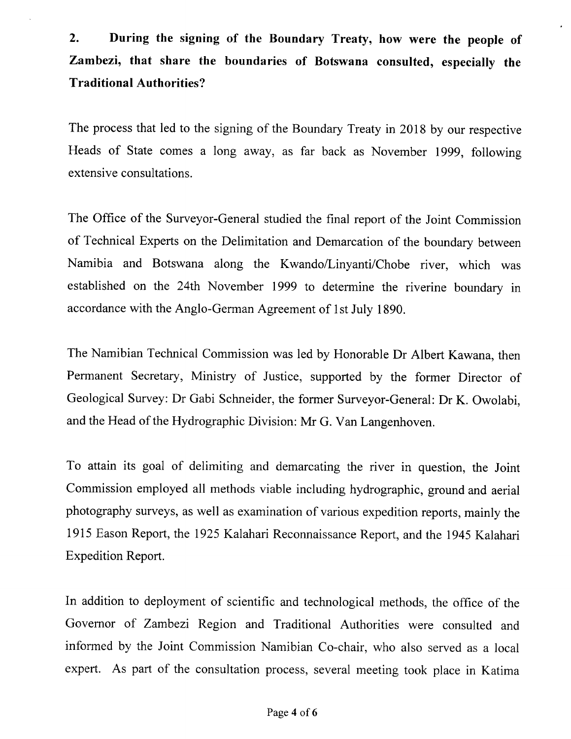**2. During the signing of the Boundary Treaty, how were the people of Zambezi, that share the boundaries of Botswana consulted, especially the Traditional Authorities?**

The process that led to the signing of the Boundary Treaty in 2018 by our respective Heads of State comes a long away, as far back as November 1999, following extensive consultations.

The Office of the Surveyor-General studied the final report of the Joint Commission of Technical Experts on the Delimitation and Demarcation of the boundary between Namibia and Botswana along the Kwando/Linyanti/Chobe river, which was established on the 24th November 1999 to determine the riverine boundary in accordance with the Anglo-German Agreement of 1st July 1890.

The Namibian Technical Commission was led by Honorable Dr Albert Kawana, then Permanent Secretary, Ministry of Justice, supported by the former Director of Geological Survey: Dr Gabi Schneider, the former Surveyor-General: Dr K. Owolabi, and the Head of the Hydrographic Division: Mr G. Van Langenhoven.

To attain its goal of delimiting and demarcating the river in question, the Joint Commission employed all methods viable including hydrographic, ground and aerial photography surveys, as well as examination of various expedition reports, mainly the 1915 Eason Report, the 1925 Kalahari Reconnaissance Report, and the 1945 Kalahari Expedition Report.

In addition to deployment of scientific and technological methods, the office of the Governor of Zambezi Region and Traditional Authorities were consulted and informed by the Joint Commission Namibian Co-chair, who also served as a local expert. As part of the consultation process, several meeting took place in Katima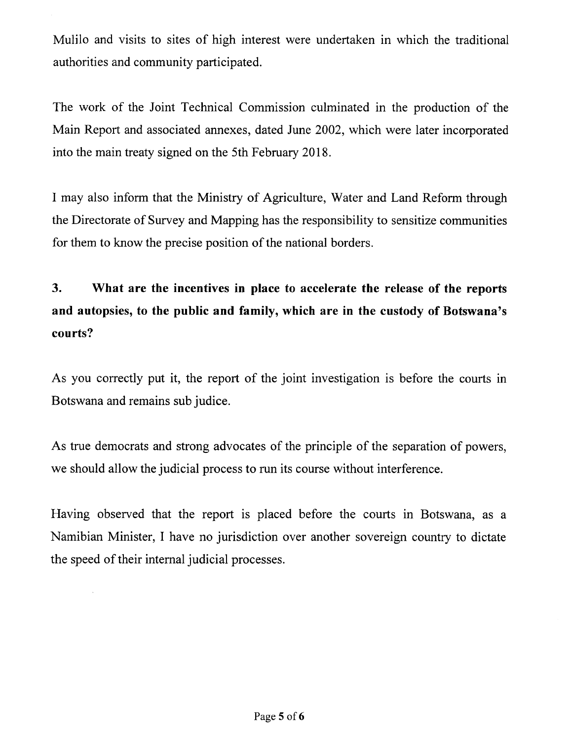Mulilo and visits to sites of high interest were undertaken in which the traditional authorities and community participated.

The work of the Joint Technical Commission culminated in the production of the Main Report and associated annexes, dated June 2002, which were later incorporated into the main treaty signed on the 5th February 2018.

I may also inform that the Ministry of Agriculture, Water and Land Reform through the Directorate of Survey and Mapping has the responsibility to sensitize communities for them to know the precise position of the national borders.

**3. What are the incentives in place to accelerate the release of the reports and autopsies, to the public and family, which are in the custody of Botswana's courts?**

As you correctly put it, the report of the joint investigation is before the courts in Botswana and remains sub judice.

As true democrats and strong advocates of the principle of the separation of powers, we should allow the judicial process to run its course without interference.

Having observed that the report is placed before the courts in Botswana, as a Namibian Minister, I have no jurisdiction over another sovereign country to dictate the speed of their internal judicial processes.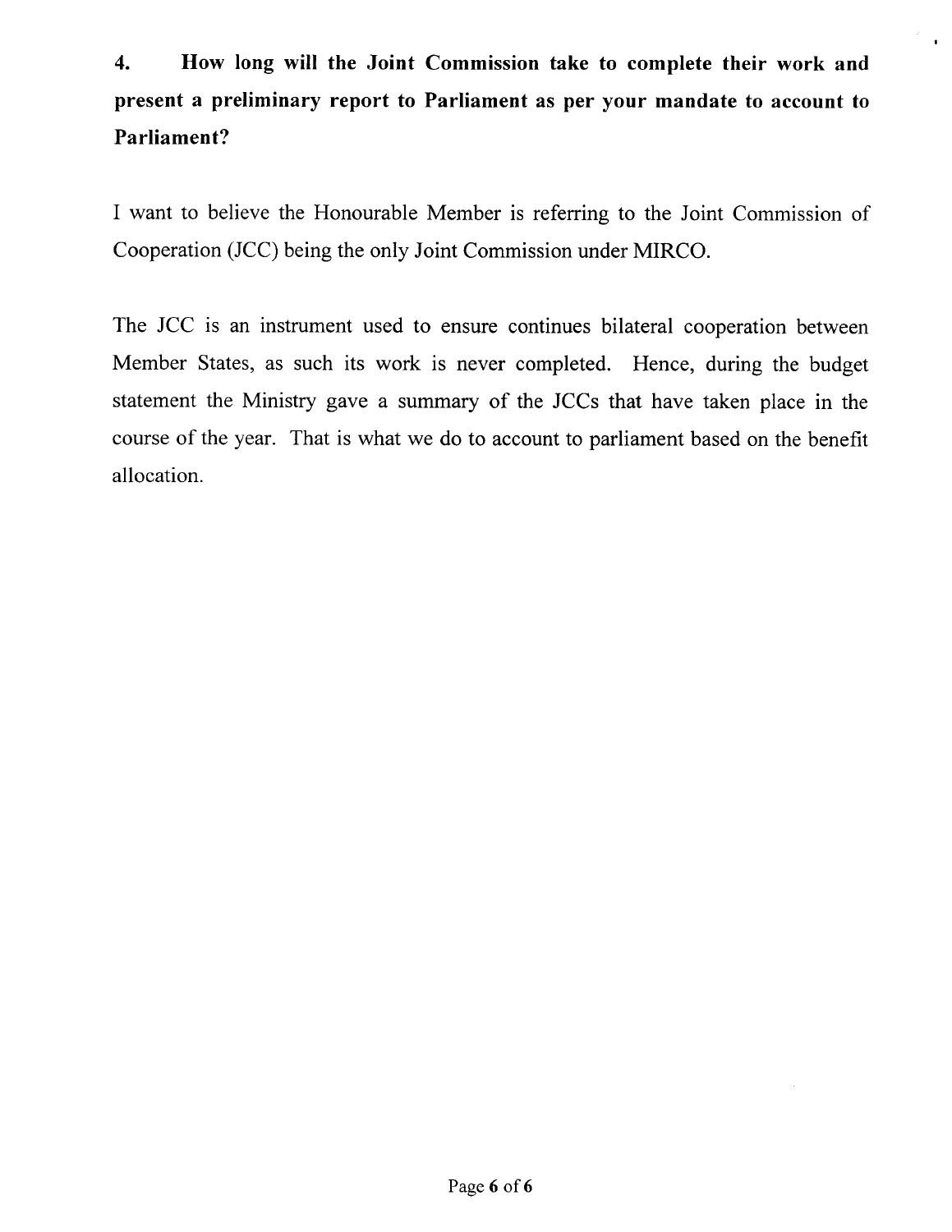**4. How long will the Joint Commission take to complete their work and present a preliminary report to Parliament as per your mandate to account to Parliament?**

I want to believe the Honourable Member is referring to the Joint Commission of Cooperation (JCC) being the only Joint Commission under MIRCO.

The JCC is an instrument used to ensure continues bilateral cooperation between Member States, as such its work is never completed. Hence, during the budget statement the Ministry gave a summary of the JCCs that have taken place in the course of the year. That is what we do to account to parliament based on the benefit allocation.